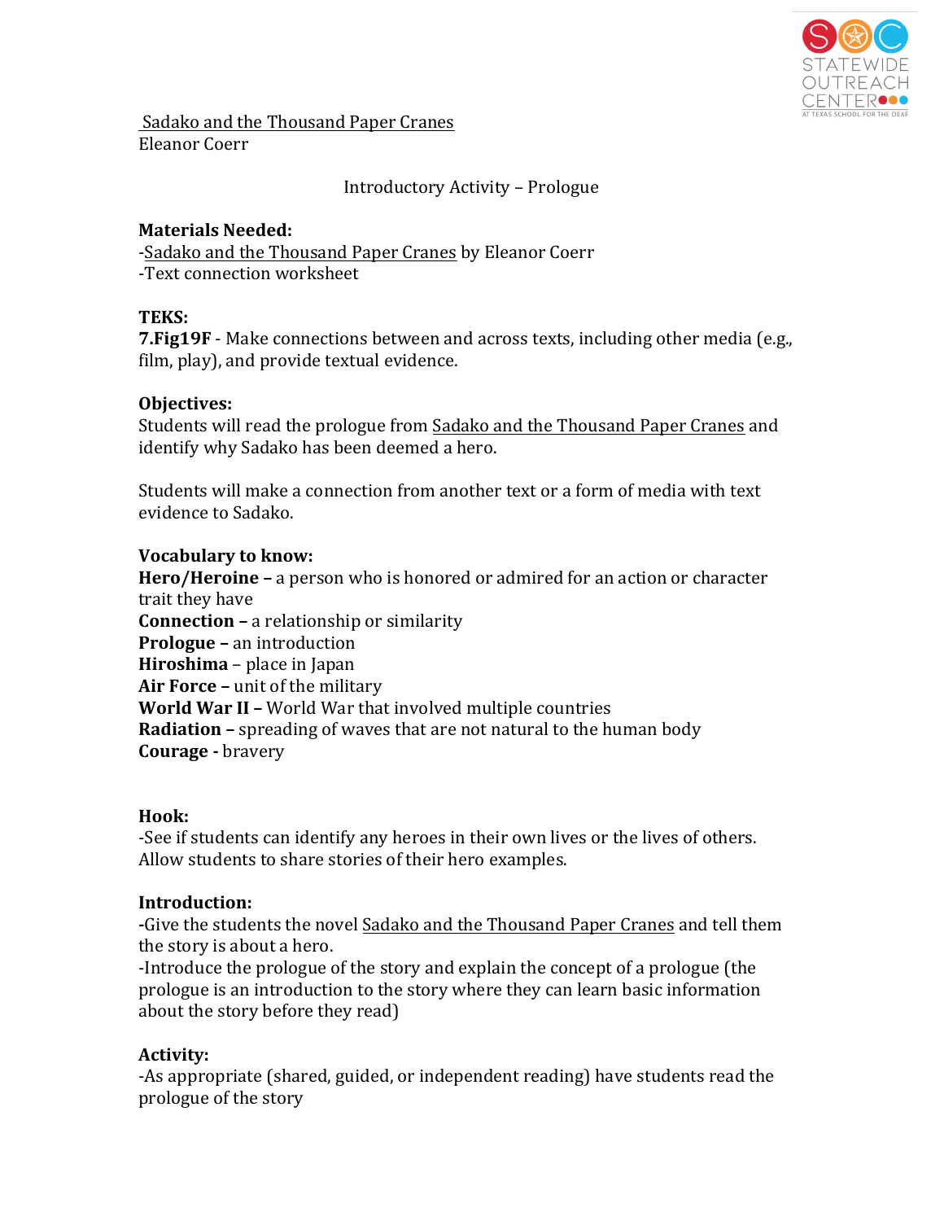Sadako and the Thousand Paper Cranes
Eleanor Coerr

Introductory Activity – Prologue

**Materials Needed:**
-Sadako and the Thousand Paper Cranes by Eleanor Coerr
-Text connection worksheet

**TEKS:**
**7.Fig19F** - Make connections between and across texts, including other media (e.g., film, play), and provide textual evidence.

**Objectives:**
Students will read the prologue from Sadako and the Thousand Paper Cranes and identify why Sadako has been deemed a hero.

Students will make a connection from another text or a form of media with text evidence to Sadako.

**Vocabulary to know:**
**Hero/Heroine –** a person who is honored or admired for an action or character trait they have
**Connection –** a relationship or similarity
**Prologue –** an introduction
**Hiroshima** – place in Japan
**Air Force –** unit of the military
**World War II –** World War that involved multiple countries
**Radiation –** spreading of waves that are not natural to the human body
**Courage -** bravery

**Hook:**
-See if students can identify any heroes in their own lives or the lives of others. Allow students to share stories of their hero examples.

**Introduction:**
**-**Give the students the novel Sadako and the Thousand Paper Cranes and tell them the story is about a hero.
-Introduce the prologue of the story and explain the concept of a prologue (the prologue is an introduction to the story where they can learn basic information about the story before they read)

**Activity:**
-As appropriate (shared, guided, or independent reading) have students read the prologue of the story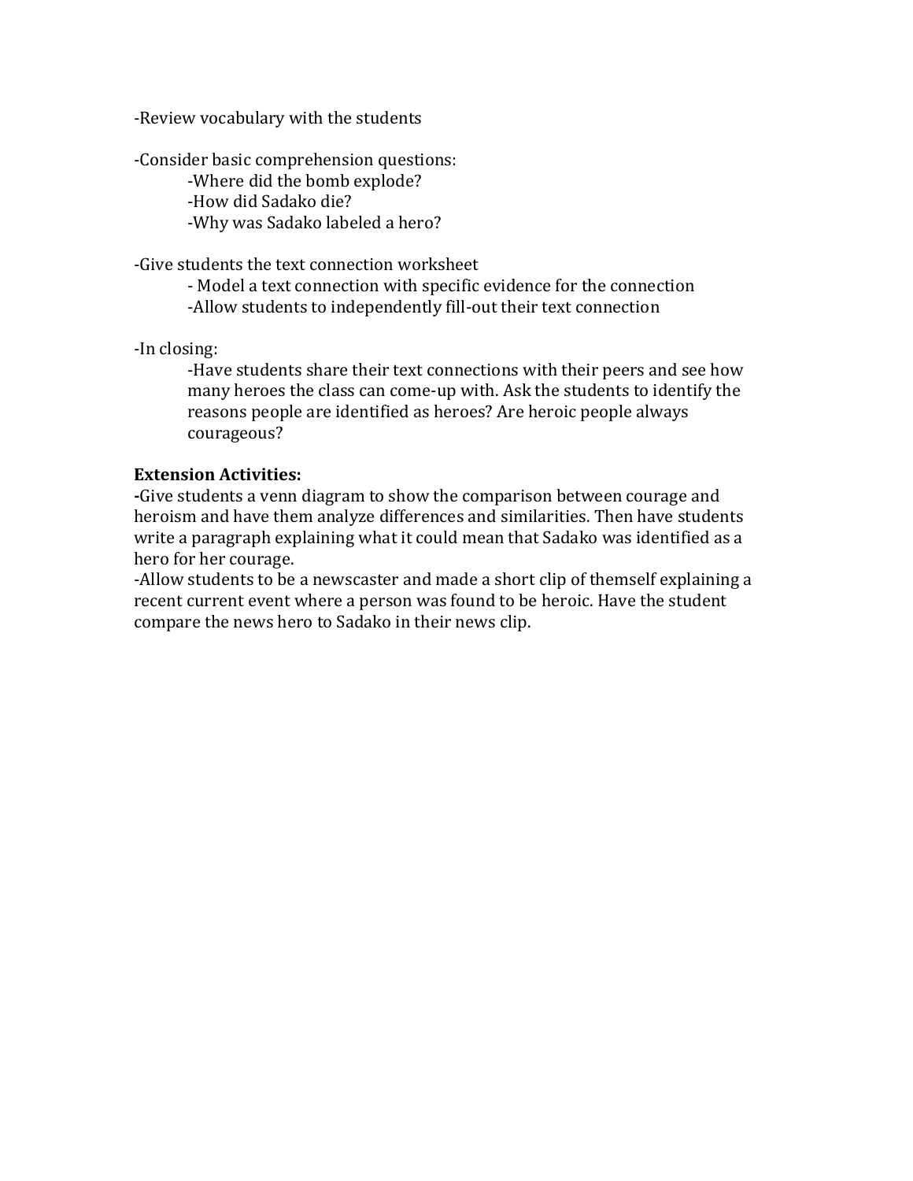-Review vocabulary with the students

-Consider basic comprehension questions:

- -Where did the bomb explode?
- -How did Sadako die?
- -Why was Sadako labeled a hero?

-Give students the text connection worksheet

- - Model a text connection with specific evidence for the connection
- -Allow students to independently fill-out their text connection

-In closing:

- -Have students share their text connections with their peers and see how many heroes the class can come-up with. Ask the students to identify the reasons people are identified as heroes? Are heroic people always courageous?

**Extension Activities:**

**-**Give students a venn diagram to show the comparison between courage and heroism and have them analyze differences and similarities. Then have students write a paragraph explaining what it could mean that Sadako was identified as a hero for her courage.

-Allow students to be a newscaster and made a short clip of themself explaining a recent current event where a person was found to be heroic. Have the student compare the news hero to Sadako in their news clip.